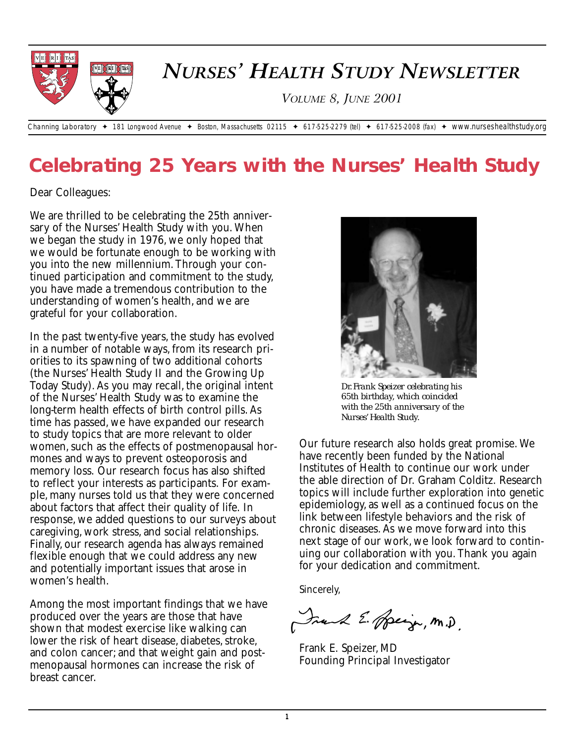# *NURSES' HEALTH STUDY NEWSLETTER*

*VOLUME 8, JUNE 2001*

Channing Laboratory ✦ 181 Longwood Avenue ✦ Boston, Massachusetts 02115 ✦ 617-525-2279 (tel) ✦ 617-525-2008 (fax) ✦ www.nurseshealthstudy.org

## Celebrating 25 Years with the Nurses' Health Study

Dear Colleagues:

We are thrilled to be celebrating the 25th anniversary of the Nurses' Health Study with you. When we began the study in 1976, we only hoped that we would be fortunate enough to be working with you into the new millennium. Through your continued participation and commitment to the study, you have made a tremendous contribution to the understanding of women's health, and we are grateful for your collaboration.

In the past twenty-five years, the study has evolved in a number of notable ways, from its research priorities to its spawning of two additional cohorts (the Nurses' Health Study II and the Growing Up Today Study). As you may recall, the original intent of the Nurses' Health Study was to examine the long-term health effects of birth control pills. As time has passed, we have expanded our research to study topics that are more relevant to older women, such as the effects of postmenopausal hormones and ways to prevent osteoporosis and memory loss. Our research focus has also shifted to reflect your interests as participants. For example, many nurses told us that they were concerned about factors that affect their quality of life. In response, we added questions to our surveys about caregiving, work stress, and social relationships. Finally, our research agenda has always remained flexible enough that we could address any new and potentially important issues that arose in women's health.

Among the most important findings that we have produced over the years are those that have shown that modest exercise like walking can lower the risk of heart disease, diabetes, stroke, and colon cancer; and that weight gain and postmenopausal hormones can increase the risk of breast cancer.

*Dr. Frank Speizer celebrating his 65th birthday, which coincided with the 25th anniversary of the Nurses' Health Study.*

Our future research also holds great promise. We have recently been funded by the National Institutes of Health to continue our work under the able direction of Dr. Graham Colditz. Research topics will include further exploration into genetic epidemiology, as well as a continued focus on the link between lifestyle behaviors and the risk of chronic diseases. As we move forward into this next stage of our work, we look forward to continuing our collaboration with you. Thank you again for your dedication and commitment.

Sincerely,

Frank E. Speizer, M.D.

Frank E. Speizer, MD
Founding Principal Investigator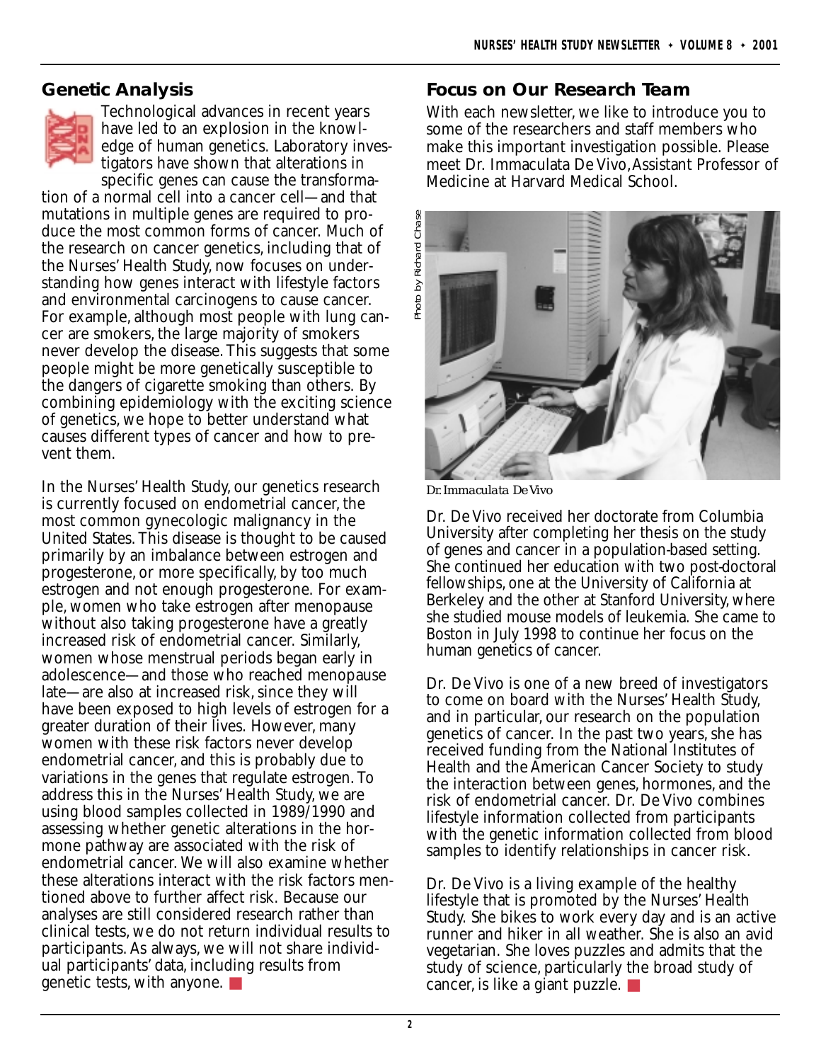## Genetic Analysis

Technological advances in recent years have led to an explosion in the knowledge of human genetics. Laboratory investigators have shown that alterations in specific genes can cause the transformation of a normal cell into a cancer cell—and that mutations in multiple genes are required to produce the most common forms of cancer. Much of the research on cancer genetics, including that of the Nurses' Health Study, now focuses on understanding how genes interact with lifestyle factors and environmental carcinogens to cause cancer. For example, although most people with lung cancer are smokers, the large majority of smokers never develop the disease. This suggests that some people might be more genetically susceptible to the dangers of cigarette smoking than others. By combining epidemiology with the exciting science of genetics, we hope to better understand what causes different types of cancer and how to prevent them.

In the Nurses' Health Study, our genetics research is currently focused on endometrial cancer, the most common gynecologic malignancy in the United States. This disease is thought to be caused primarily by an imbalance between estrogen and progesterone, or more specifically, by too much estrogen and not enough progesterone. For example, women who take estrogen after menopause without also taking progesterone have a greatly increased risk of endometrial cancer. Similarly, women whose menstrual periods began early in adolescence—and those who reached menopause late—are also at increased risk, since they will have been exposed to high levels of estrogen for a greater duration of their lives. However, many women with these risk factors never develop endometrial cancer, and this is probably due to variations in the genes that regulate estrogen. To address this in the Nurses' Health Study, we are using blood samples collected in 1989/1990 and assessing whether genetic alterations in the hormone pathway are associated with the risk of endometrial cancer. We will also examine whether these alterations interact with the risk factors mentioned above to further affect risk. Because our analyses are still considered research rather than clinical tests, we do not return individual results to participants. As always, we will not share individual participants' data, including results from genetic tests, with anyone. ■

## Focus on Our Research Team

With each newsletter, we like to introduce you to some of the researchers and staff members who make this important investigation possible. Please meet Dr. Immaculata De Vivo, Assistant Professor of Medicine at Harvard Medical School.

Photo by Richard Chase

*Dr. Immaculata De Vivo*

Dr. De Vivo received her doctorate from Columbia University after completing her thesis on the study of genes and cancer in a population-based setting. She continued her education with two post-doctoral fellowships, one at the University of California at Berkeley and the other at Stanford University, where she studied mouse models of leukemia. She came to Boston in July 1998 to continue her focus on the human genetics of cancer.

Dr. De Vivo is one of a new breed of investigators to come on board with the Nurses' Health Study, and in particular, our research on the population genetics of cancer. In the past two years, she has received funding from the National Institutes of Health and the American Cancer Society to study the interaction between genes, hormones, and the risk of endometrial cancer. Dr. De Vivo combines lifestyle information collected from participants with the genetic information collected from blood samples to identify relationships in cancer risk.

Dr. De Vivo is a living example of the healthy lifestyle that is promoted by the Nurses' Health Study. She bikes to work every day and is an active runner and hiker in all weather. She is also an avid vegetarian. She loves puzzles and admits that the study of science, particularly the broad study of cancer, is like a giant puzzle. ■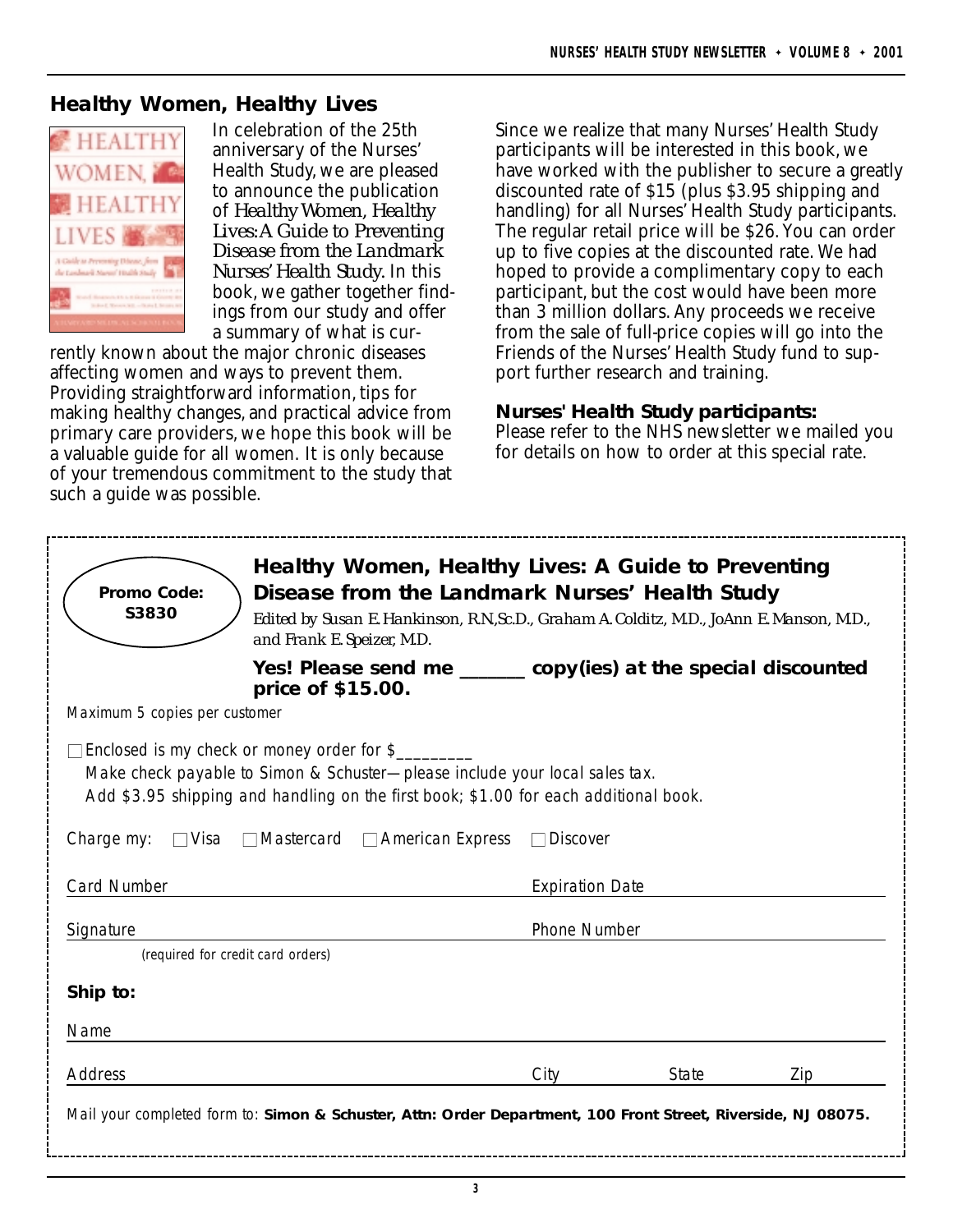## Healthy Women, Healthy Lives

In celebration of the 25th anniversary of the Nurses' Health Study, we are pleased to announce the publication of *Healthy Women, Healthy Lives: A Guide to Preventing Disease from the Landmark Nurses' Health Study*. In this book, we gather together findings from our study and offer a summary of what is currently known about the major chronic diseases affecting women and ways to prevent them. Providing straightforward information, tips for making healthy changes, and practical advice from primary care providers, we hope this book will be a valuable guide for all women. It is only because of your tremendous commitment to the study that such a guide was possible.

Since we realize that many Nurses' Health Study participants will be interested in this book, we have worked with the publisher to secure a greatly discounted rate of $15 (plus $3.95 shipping and handling) for all Nurses' Health Study participants. The regular retail price will be $26. You can order up to five copies at the discounted rate. We had hoped to provide a complimentary copy to each participant, but the cost would have been more than 3 million dollars. Any proceeds we receive from the sale of full-price copies will go into the Friends of the Nurses' Health Study fund to support further research and training.

**Nurses' Health Study participants:**
Please refer to the NHS newsletter we mailed you for details on how to order at this special rate.

---

**Promo Code: S3830**

### Healthy Women, Healthy Lives: A Guide to Preventing Disease from the Landmark Nurses' Health Study

*Edited by Susan E. Hankinson, R.N, Sc.D., Graham A. Colditz, M.D., JoAnn E. Manson, M.D., and Frank E. Speizer, M.D.*

**Yes! Please send me ______ copy(ies) at the special discounted price of $15.00.**

*Maximum 5 copies per customer*

☐ Enclosed is my check or money order for $________
*Make check payable to Simon & Schuster—please include your local sales tax.*
*Add $3.95 shipping and handling on the first book; $1.00 for each additional book.*

Charge my: ☐ Visa ☐ Mastercard ☐ American Express ☐ Discover

Card Number ______________________ Expiration Date ______________________

Signature ______________________ Phone Number ______________________
(required for credit card orders)

**Ship to:**

Name ______________________

Address ______________________ City __________ State __________ Zip __________

Mail your completed form to: **Simon & Schuster, Attn: Order Department, 100 Front Street, Riverside, NJ 08075.**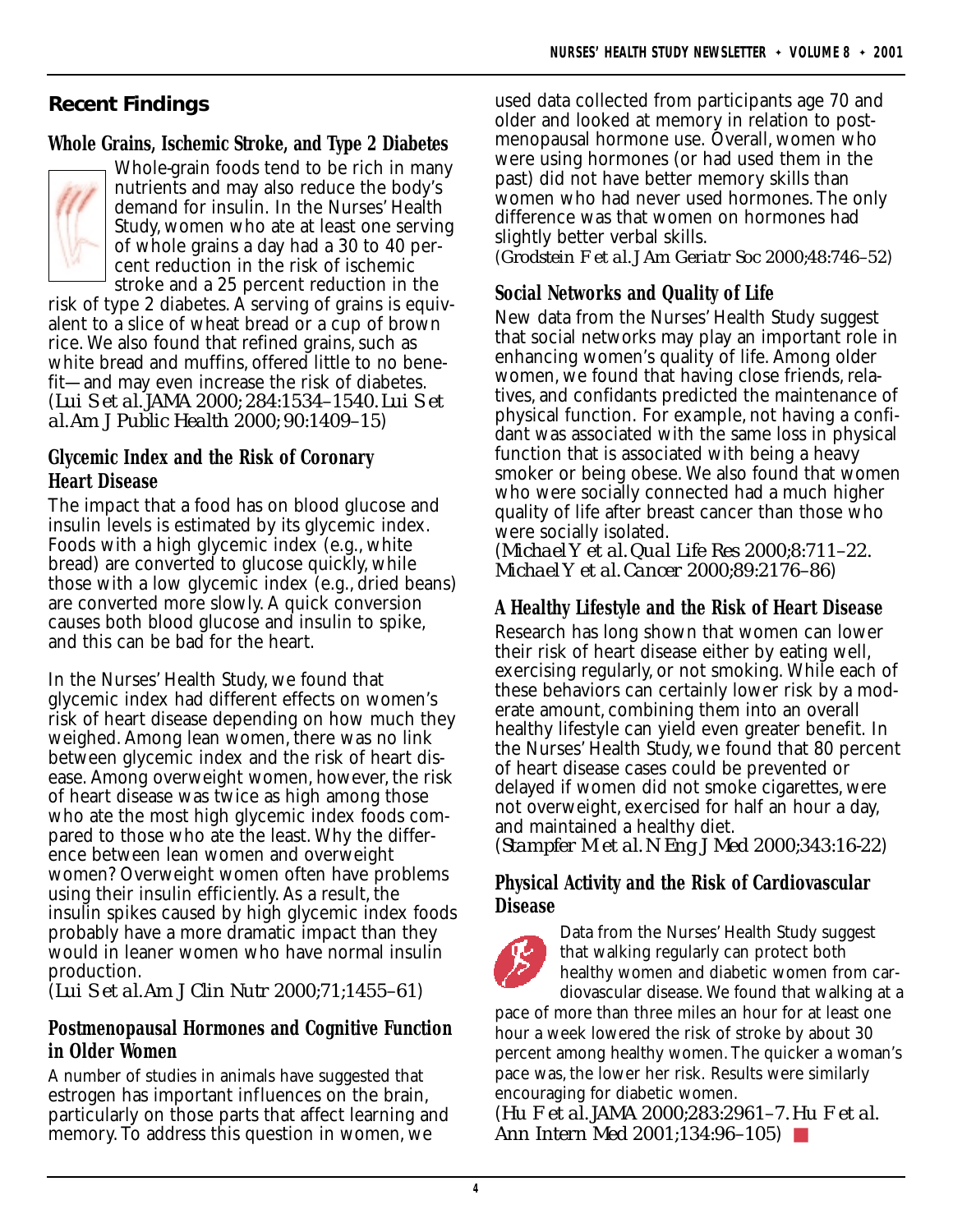## Recent Findings

### Whole Grains, Ischemic Stroke, and Type 2 Diabetes

Whole-grain foods tend to be rich in many nutrients and may also reduce the body's demand for insulin. In the Nurses' Health Study, women who ate at least one serving of whole grains a day had a 30 to 40 percent reduction in the risk of ischemic stroke and a 25 percent reduction in the risk of type 2 diabetes. A serving of grains is equivalent to a slice of wheat bread or a cup of brown rice. We also found that refined grains, such as white bread and muffins, offered little to no benefit—and may even increase the risk of diabetes.
*(Lui S et al. JAMA 2000; 284:1534–1540. Lui S et al. Am J Public Health 2000; 90:1409–15)*

### Glycemic Index and the Risk of Coronary Heart Disease

The impact that a food has on blood glucose and insulin levels is estimated by its glycemic index. Foods with a high glycemic index (e.g., white bread) are converted to glucose quickly, while those with a low glycemic index (e.g., dried beans) are converted more slowly. A quick conversion causes both blood glucose and insulin to spike, and this can be bad for the heart.

In the Nurses' Health Study, we found that glycemic index had different effects on women's risk of heart disease depending on how much they weighed. Among lean women, there was no link between glycemic index and the risk of heart disease. Among overweight women, however, the risk of heart disease was twice as high among those who ate the most high glycemic index foods compared to those who ate the least. Why the difference between lean women and overweight women? Overweight women often have problems using their insulin efficiently. As a result, the insulin spikes caused by high glycemic index foods probably have a more dramatic impact than they would in leaner women who have normal insulin production.
*(Lui S et al. Am J Clin Nutr 2000;71;1455–61)*

### Postmenopausal Hormones and Cognitive Function in Older Women

A number of studies in animals have suggested that estrogen has important influences on the brain, particularly on those parts that affect learning and memory. To address this question in women, we used data collected from participants age 70 and older and looked at memory in relation to postmenopausal hormone use. Overall, women who were using hormones (or had used them in the past) did not have better memory skills than women who had never used hormones. The only difference was that women on hormones had slightly better verbal skills.
*(Grodstein F et al. J Am Geriatr Soc 2000;48:746–52)*

### Social Networks and Quality of Life

New data from the Nurses' Health Study suggest that social networks may play an important role in enhancing women's quality of life. Among older women, we found that having close friends, relatives, and confidants predicted the maintenance of physical function. For example, not having a confidant was associated with the same loss in physical function that is associated with being a heavy smoker or being obese. We also found that women who were socially connected had a much higher quality of life after breast cancer than those who were socially isolated.
*(Michael Y et al. Qual Life Res 2000;8:711–22. Michael Y et al. Cancer 2000;89:2176–86)*

### A Healthy Lifestyle and the Risk of Heart Disease

Research has long shown that women can lower their risk of heart disease either by eating well, exercising regularly, or not smoking. While each of these behaviors can certainly lower risk by a moderate amount, combining them into an overall healthy lifestyle can yield even greater benefit. In the Nurses' Health Study, we found that 80 percent of heart disease cases could be prevented or delayed if women did not smoke cigarettes, were not overweight, exercised for half an hour a day, and maintained a healthy diet.
*(Stampfer M et al. N Eng J Med 2000;343:16-22)*

### Physical Activity and the Risk of Cardiovascular Disease

Data from the Nurses' Health Study suggest that walking regularly can protect both healthy women and diabetic women from cardiovascular disease. We found that walking at a pace of more than three miles an hour for at least one hour a week lowered the risk of stroke by about 30 percent among healthy women. The quicker a woman's pace was, the lower her risk. Results were similarly encouraging for diabetic women.
*(Hu F et al. JAMA 2000;283:2961–7. Hu F et al. Ann Intern Med 2001;134:96–105)*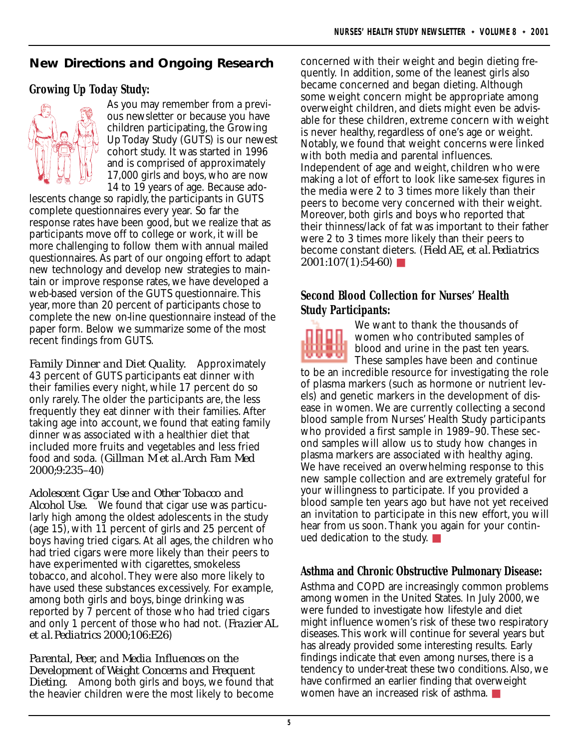## New Directions and Ongoing Research

### Growing Up Today Study:

As you may remember from a previous newsletter or because you have children participating, the Growing Up Today Study (GUTS) is our newest cohort study. It was started in 1996 and is comprised of approximately 17,000 girls and boys, who are now 14 to 19 years of age. Because adolescents change so rapidly, the participants in GUTS complete questionnaires every year. So far the response rates have been good, but we realize that as participants move off to college or work, it will be more challenging to follow them with annual mailed questionnaires. As part of our ongoing effort to adapt new technology and develop new strategies to maintain or improve response rates, we have developed a web-based version of the GUTS questionnaire. This year, more than 20 percent of participants chose to complete the new on-line questionnaire instead of the paper form. Below we summarize some of the most recent findings from GUTS.

*Family Dinner and Diet Quality.* Approximately 43 percent of GUTS participants eat dinner with their families every night, while 17 percent do so only rarely. The older the participants are, the less frequently they eat dinner with their families. After taking age into account, we found that eating family dinner was associated with a healthier diet that included more fruits and vegetables and less fried food and soda. (*Gillman M et al. Arch Fam Med* 2000;9:235–40)

*Adolescent Cigar Use and Other Tobacco and Alcohol Use.* We found that cigar use was particularly high among the oldest adolescents in the study (age 15), with 11 percent of girls and 25 percent of boys having tried cigars. At all ages, the children who had tried cigars were more likely than their peers to have experimented with cigarettes, smokeless tobacco, and alcohol. They were also more likely to have used these substances excessively. For example, among both girls and boys, binge drinking was reported by 7 percent of those who had tried cigars and only 1 percent of those who had not. (*Frazier AL et al. Pediatrics* 2000;106:E26)

*Parental, Peer, and Media Influences on the Development of Weight Concerns and Frequent Dieting.* Among both girls and boys, we found that the heavier children were the most likely to become concerned with their weight and begin dieting frequently. In addition, some of the leanest girls also became concerned and began dieting. Although some weight concern might be appropriate among overweight children, and diets might even be advisable for these children, extreme concern with weight is never healthy, regardless of one's age or weight. Notably, we found that weight concerns were linked with both media and parental influences. Independent of age and weight, children who were making a lot of effort to look like same-sex figures in the media were 2 to 3 times more likely than their peers to become very concerned with their weight. Moreover, both girls and boys who reported that their thinness/lack of fat was important to their father were 2 to 3 times more likely than their peers to become constant dieters. (*Field AE, et al. Pediatrics* 2001:107(1):54-60)

### Second Blood Collection for Nurses' Health Study Participants:

We want to thank the thousands of women who contributed samples of blood and urine in the past ten years. These samples have been and continue to be an incredible resource for investigating the role of plasma markers (such as hormone or nutrient levels) and genetic markers in the development of disease in women. We are currently collecting a second blood sample from Nurses' Health Study participants who provided a first sample in 1989–90. These second samples will allow us to study how changes in plasma markers are associated with healthy aging. We have received an overwhelming response to this new sample collection and are extremely grateful for your willingness to participate. If you provided a blood sample ten years ago but have not yet received an invitation to participate in this new effort, you will hear from us soon. Thank you again for your continued dedication to the study.

### Asthma and Chronic Obstructive Pulmonary Disease:

Asthma and COPD are increasingly common problems among women in the United States. In July 2000, we were funded to investigate how lifestyle and diet might influence women's risk of these two respiratory diseases. This work will continue for several years but has already provided some interesting results. Early findings indicate that even among nurses, there is a tendency to under-treat these two conditions. Also, we have confirmed an earlier finding that overweight women have an increased risk of asthma.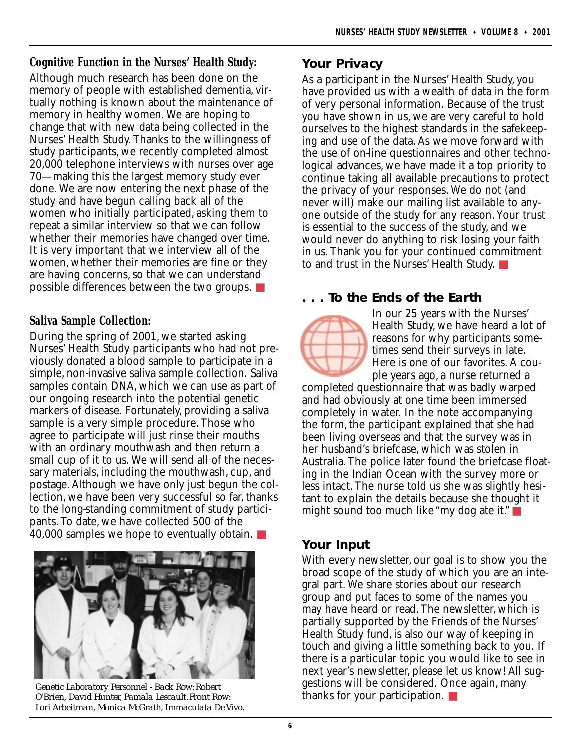## Cognitive Function in the Nurses' Health Study:

Although much research has been done on the memory of people with established dementia, virtually nothing is known about the maintenance of memory in healthy women. We are hoping to change that with new data being collected in the Nurses' Health Study. Thanks to the willingness of study participants, we recently completed almost 20,000 telephone interviews with nurses over age 70—making this the largest memory study ever done. We are now entering the next phase of the study and have begun calling back all of the women who initially participated, asking them to repeat a similar interview so that we can follow whether their memories have changed over time. It is very important that we interview all of the women, whether their memories are fine or they are having concerns, so that we can understand possible differences between the two groups. ■

## Saliva Sample Collection:

During the spring of 2001, we started asking Nurses' Health Study participants who had not previously donated a blood sample to participate in a simple, non-invasive saliva sample collection. Saliva samples contain DNA, which we can use as part of our ongoing research into the potential genetic markers of disease. Fortunately, providing a saliva sample is a very simple procedure. Those who agree to participate will just rinse their mouths with an ordinary mouthwash and then return a small cup of it to us. We will send all of the necessary materials, including the mouthwash, cup, and postage. Although we have only just begun the collection, we have been very successful so far, thanks to the long-standing commitment of study participants. To date, we have collected 500 of the 40,000 samples we hope to eventually obtain. ■

*Genetic Laboratory Personnel - Back Row: Robert O'Brien, David Hunter, Pamala Lescault. Front Row: Lori Arbeitman, Monica McGrath, Immaculata De Vivo.*

## Your Privacy

As a participant in the Nurses' Health Study, you have provided us with a wealth of data in the form of very personal information. Because of the trust you have shown in us, we are very careful to hold ourselves to the highest standards in the safekeeping and use of the data. As we move forward with the use of on-line questionnaires and other technological advances, we have made it a top priority to continue taking all available precautions to protect the privacy of your responses. We do not (and never will) make our mailing list available to anyone outside of the study for any reason. Your trust is essential to the success of the study, and we would never do anything to risk losing your faith in us. Thank you for your continued commitment to and trust in the Nurses' Health Study. ■

## . . . To the Ends of the Earth

In our 25 years with the Nurses' Health Study, we have heard a lot of reasons for why participants sometimes send their surveys in late. Here is one of our favorites. A couple years ago, a nurse returned a completed questionnaire that was badly warped and had obviously at one time been immersed completely in water. In the note accompanying the form, the participant explained that she had been living overseas and that the survey was in her husband's briefcase, which was stolen in Australia. The police later found the briefcase floating in the Indian Ocean with the survey more or less intact. The nurse told us she was slightly hesitant to explain the details because she thought it might sound too much like "my dog ate it." ■

## Your Input

With every newsletter, our goal is to show you the broad scope of the study of which you are an integral part. We share stories about our research group and put faces to some of the names you may have heard or read. The newsletter, which is partially supported by the Friends of the Nurses' Health Study fund, is also our way of keeping in touch and giving a little something back to you. If there is a particular topic you would like to see in next year's newsletter, please let us know! All suggestions will be considered. Once again, many thanks for your participation. ■